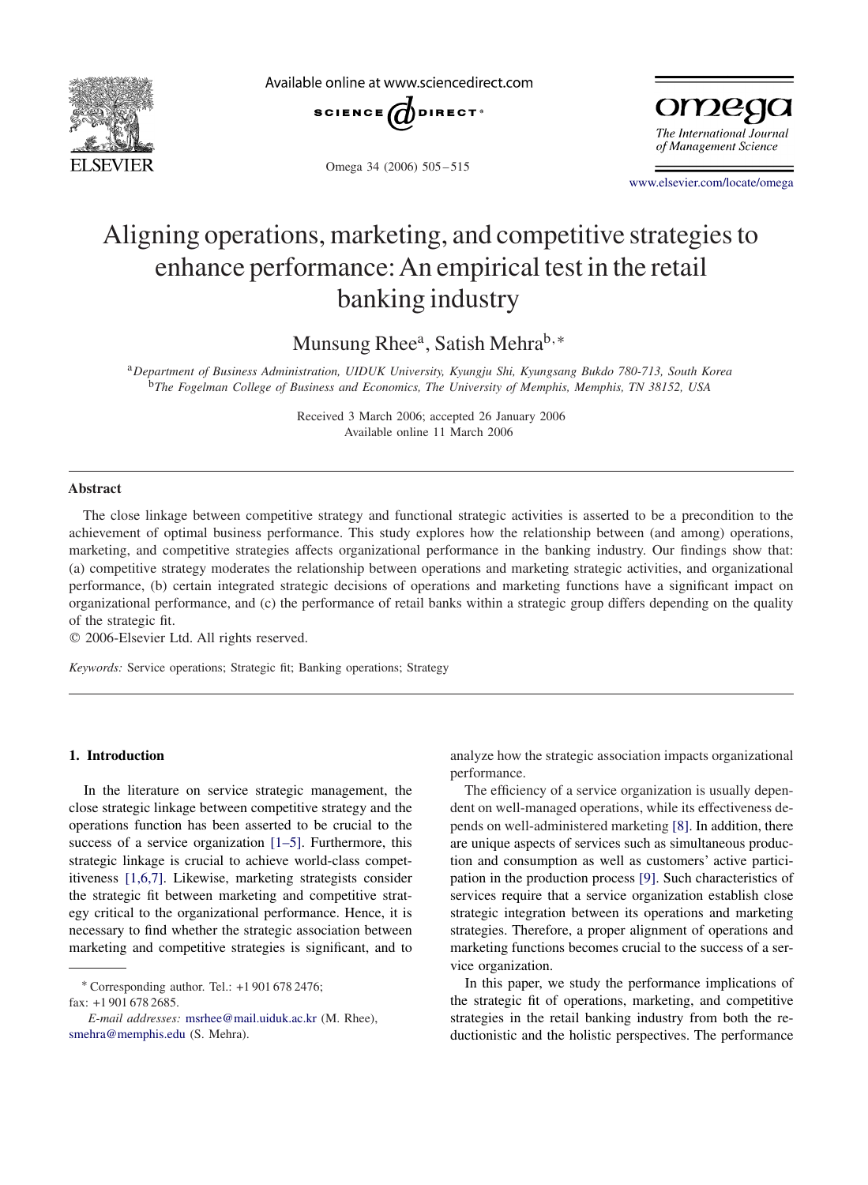# Aligning operations, marketing, and competitive strategies to enhance performance: An empirical test in the retail banking industry

Munsung Rhee[a], Satish Mehra[b,*]

[a]*Department of Business Administration, UIDUK University, Kyungju Shi, Kyungsang Bukdo 780-713, South Korea*
[b]*The Fogelman College of Business and Economics, The University of Memphis, Memphis, TN 38152, USA*

Received 3 March 2006; accepted 26 January 2006
Available online 11 March 2006

## Abstract

The close linkage between competitive strategy and functional strategic activities is asserted to be a precondition to the achievement of optimal business performance. This study explores how the relationship between (and among) operations, marketing, and competitive strategies affects organizational performance in the banking industry. Our findings show that: (a) competitive strategy moderates the relationship between operations and marketing strategic activities, and organizational performance, (b) certain integrated strategic decisions of operations and marketing functions have a significant impact on organizational performance, and (c) the performance of retail banks within a strategic group differs depending on the quality of the strategic fit.

© 2006-Elsevier Ltd. All rights reserved.

*Keywords:* Service operations; Strategic fit; Banking operations; Strategy

## 1. Introduction

In the literature on service strategic management, the close strategic linkage between competitive strategy and the operations function has been asserted to be crucial to the success of a service organization [1–5]. Furthermore, this strategic linkage is crucial to achieve world-class competitiveness [1,6,7]. Likewise, marketing strategists consider the strategic fit between marketing and competitive strategy critical to the organizational performance. Hence, it is necessary to find whether the strategic association between marketing and competitive strategies is significant, and to analyze how the strategic association impacts organizational performance.

The efficiency of a service organization is usually dependent on well-managed operations, while its effectiveness depends on well-administered marketing [8]. In addition, there are unique aspects of services such as simultaneous production and consumption as well as customers' active participation in the production process [9]. Such characteristics of services require that a service organization establish close strategic integration between its operations and marketing strategies. Therefore, a proper alignment of operations and marketing functions becomes crucial to the success of a service organization.

In this paper, we study the performance implications of the strategic fit of operations, marketing, and competitive strategies in the retail banking industry from both the reductionistic and the holistic perspectives. The performance

---

* Corresponding author. Tel.: +1 901 678 2476; fax: +1 901 678 2685.

*E-mail addresses:* msrhee@mail.uiduk.ac.kr (M. Rhee), smehra@memphis.edu (S. Mehra).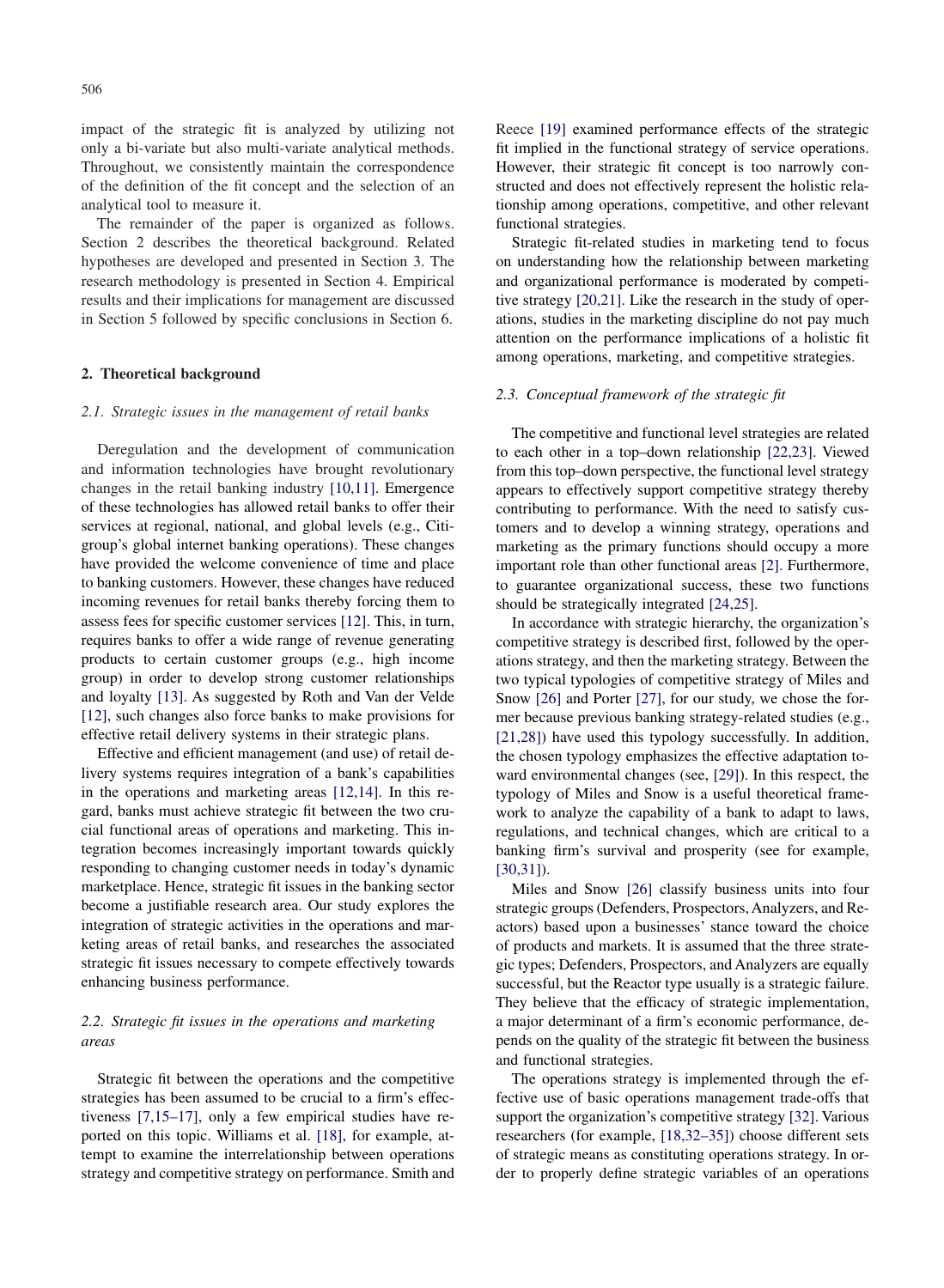impact of the strategic fit is analyzed by utilizing not only a bi-variate but also multi-variate analytical methods. Throughout, we consistently maintain the correspondence of the definition of the fit concept and the selection of an analytical tool to measure it.

The remainder of the paper is organized as follows. Section 2 describes the theoretical background. Related hypotheses are developed and presented in Section 3. The research methodology is presented in Section 4. Empirical results and their implications for management are discussed in Section 5 followed by specific conclusions in Section 6.

## 2. Theoretical background

### *2.1. Strategic issues in the management of retail banks*

Deregulation and the development of communication and information technologies have brought revolutionary changes in the retail banking industry [10,11]. Emergence of these technologies has allowed retail banks to offer their services at regional, national, and global levels (e.g., Citigroup's global internet banking operations). These changes have provided the welcome convenience of time and place to banking customers. However, these changes have reduced incoming revenues for retail banks thereby forcing them to assess fees for specific customer services [12]. This, in turn, requires banks to offer a wide range of revenue generating products to certain customer groups (e.g., high income group) in order to develop strong customer relationships and loyalty [13]. As suggested by Roth and Van der Velde [12], such changes also force banks to make provisions for effective retail delivery systems in their strategic plans.

Effective and efficient management (and use) of retail delivery systems requires integration of a bank's capabilities in the operations and marketing areas [12,14]. In this regard, banks must achieve strategic fit between the two crucial functional areas of operations and marketing. This integration becomes increasingly important towards quickly responding to changing customer needs in today's dynamic marketplace. Hence, strategic fit issues in the banking sector become a justifiable research area. Our study explores the integration of strategic activities in the operations and marketing areas of retail banks, and researches the associated strategic fit issues necessary to compete effectively towards enhancing business performance.

### *2.2. Strategic fit issues in the operations and marketing areas*

Strategic fit between the operations and the competitive strategies has been assumed to be crucial to a firm's effectiveness [7,15–17], only a few empirical studies have reported on this topic. Williams et al. [18], for example, attempt to examine the interrelationship between operations strategy and competitive strategy on performance. Smith and Reece [19] examined performance effects of the strategic fit implied in the functional strategy of service operations. However, their strategic fit concept is too narrowly constructed and does not effectively represent the holistic relationship among operations, competitive, and other relevant functional strategies.

Strategic fit-related studies in marketing tend to focus on understanding how the relationship between marketing and organizational performance is moderated by competitive strategy [20,21]. Like the research in the study of operations, studies in the marketing discipline do not pay much attention on the performance implications of a holistic fit among operations, marketing, and competitive strategies.

### *2.3. Conceptual framework of the strategic fit*

The competitive and functional level strategies are related to each other in a top–down relationship [22,23]. Viewed from this top–down perspective, the functional level strategy appears to effectively support competitive strategy thereby contributing to performance. With the need to satisfy customers and to develop a winning strategy, operations and marketing as the primary functions should occupy a more important role than other functional areas [2]. Furthermore, to guarantee organizational success, these two functions should be strategically integrated [24,25].

In accordance with strategic hierarchy, the organization's competitive strategy is described first, followed by the operations strategy, and then the marketing strategy. Between the two typical typologies of competitive strategy of Miles and Snow [26] and Porter [27], for our study, we chose the former because previous banking strategy-related studies (e.g., [21,28]) have used this typology successfully. In addition, the chosen typology emphasizes the effective adaptation toward environmental changes (see, [29]). In this respect, the typology of Miles and Snow is a useful theoretical framework to analyze the capability of a bank to adapt to laws, regulations, and technical changes, which are critical to a banking firm's survival and prosperity (see for example, [30,31]).

Miles and Snow [26] classify business units into four strategic groups (Defenders, Prospectors, Analyzers, and Reactors) based upon a businesses' stance toward the choice of products and markets. It is assumed that the three strategic types; Defenders, Prospectors, and Analyzers are equally successful, but the Reactor type usually is a strategic failure. They believe that the efficacy of strategic implementation, a major determinant of a firm's economic performance, depends on the quality of the strategic fit between the business and functional strategies.

The operations strategy is implemented through the effective use of basic operations management trade-offs that support the organization's competitive strategy [32]. Various researchers (for example, [18,32–35]) choose different sets of strategic means as constituting operations strategy. In order to properly define strategic variables of an operations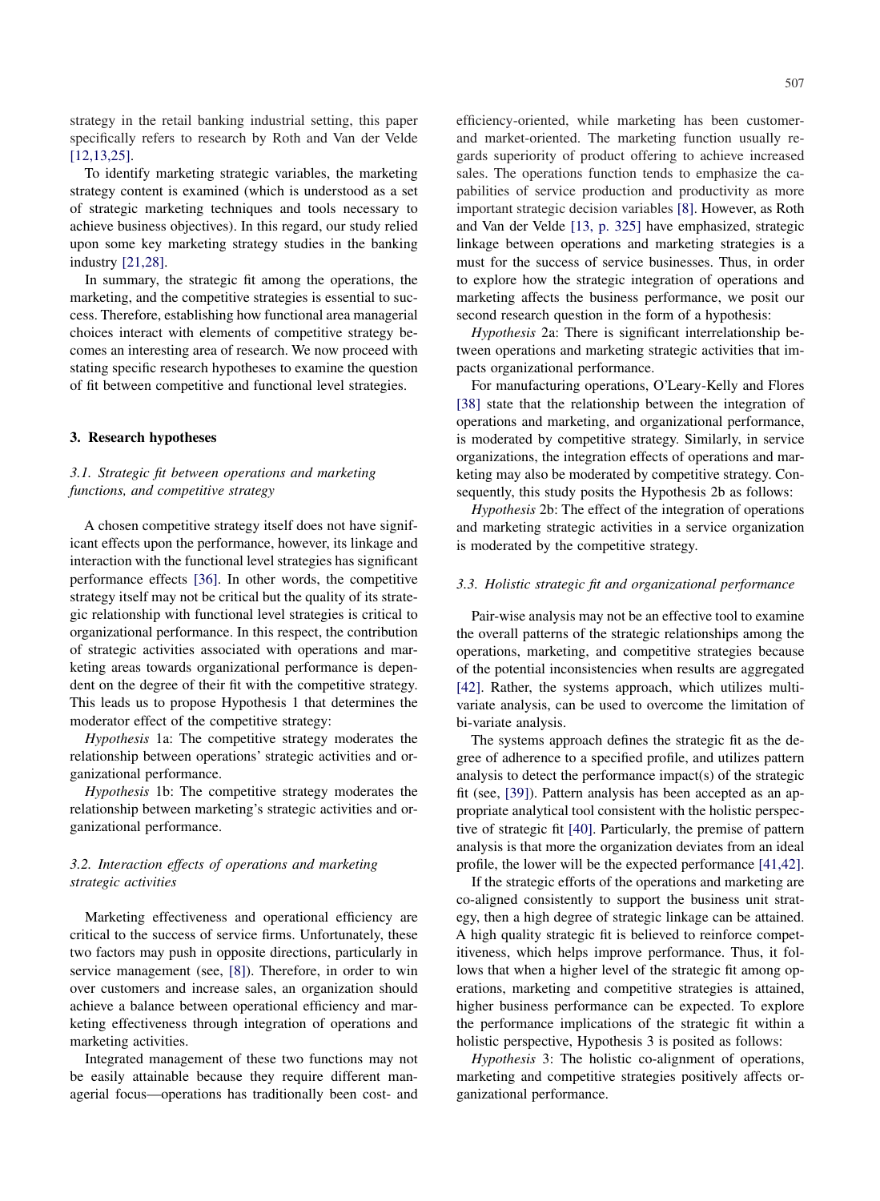strategy in the retail banking industrial setting, this paper specifically refers to research by Roth and Van der Velde [12,13,25].

To identify marketing strategic variables, the marketing strategy content is examined (which is understood as a set of strategic marketing techniques and tools necessary to achieve business objectives). In this regard, our study relied upon some key marketing strategy studies in the banking industry [21,28].

In summary, the strategic fit among the operations, the marketing, and the competitive strategies is essential to success. Therefore, establishing how functional area managerial choices interact with elements of competitive strategy becomes an interesting area of research. We now proceed with stating specific research hypotheses to examine the question of fit between competitive and functional level strategies.

## 3. Research hypotheses

### 3.1. Strategic fit between operations and marketing functions, and competitive strategy

A chosen competitive strategy itself does not have significant effects upon the performance, however, its linkage and interaction with the functional level strategies has significant performance effects [36]. In other words, the competitive strategy itself may not be critical but the quality of its strategic relationship with functional level strategies is critical to organizational performance. In this respect, the contribution of strategic activities associated with operations and marketing areas towards organizational performance is dependent on the degree of their fit with the competitive strategy. This leads us to propose Hypothesis 1 that determines the moderator effect of the competitive strategy:

*Hypothesis* 1a: The competitive strategy moderates the relationship between operations' strategic activities and organizational performance.

*Hypothesis* 1b: The competitive strategy moderates the relationship between marketing's strategic activities and organizational performance.

### 3.2. Interaction effects of operations and marketing strategic activities

Marketing effectiveness and operational efficiency are critical to the success of service firms. Unfortunately, these two factors may push in opposite directions, particularly in service management (see, [8]). Therefore, in order to win over customers and increase sales, an organization should achieve a balance between operational efficiency and marketing effectiveness through integration of operations and marketing activities.

Integrated management of these two functions may not be easily attainable because they require different managerial focus—operations has traditionally been cost- and efficiency-oriented, while marketing has been customer- and market-oriented. The marketing function usually regards superiority of product offering to achieve increased sales. The operations function tends to emphasize the capabilities of service production and productivity as more important strategic decision variables [8]. However, as Roth and Van der Velde [13, p. 325] have emphasized, strategic linkage between operations and marketing strategies is a must for the success of service businesses. Thus, in order to explore how the strategic integration of operations and marketing affects the business performance, we posit our second research question in the form of a hypothesis:

*Hypothesis* 2a: There is significant interrelationship between operations and marketing strategic activities that impacts organizational performance.

For manufacturing operations, O'Leary-Kelly and Flores [38] state that the relationship between the integration of operations and marketing, and organizational performance, is moderated by competitive strategy. Similarly, in service organizations, the integration effects of operations and marketing may also be moderated by competitive strategy. Consequently, this study posits the Hypothesis 2b as follows:

*Hypothesis* 2b: The effect of the integration of operations and marketing strategic activities in a service organization is moderated by the competitive strategy.

### 3.3. Holistic strategic fit and organizational performance

Pair-wise analysis may not be an effective tool to examine the overall patterns of the strategic relationships among the operations, marketing, and competitive strategies because of the potential inconsistencies when results are aggregated [42]. Rather, the systems approach, which utilizes multivariate analysis, can be used to overcome the limitation of bi-variate analysis.

The systems approach defines the strategic fit as the degree of adherence to a specified profile, and utilizes pattern analysis to detect the performance impact(s) of the strategic fit (see, [39]). Pattern analysis has been accepted as an appropriate analytical tool consistent with the holistic perspective of strategic fit [40]. Particularly, the premise of pattern analysis is that more the organization deviates from an ideal profile, the lower will be the expected performance [41,42].

If the strategic efforts of the operations and marketing are co-aligned consistently to support the business unit strategy, then a high degree of strategic linkage can be attained. A high quality strategic fit is believed to reinforce competitiveness, which helps improve performance. Thus, it follows that when a higher level of the strategic fit among operations, marketing and competitive strategies is attained, higher business performance can be expected. To explore the performance implications of the strategic fit within a holistic perspective, Hypothesis 3 is posited as follows:

*Hypothesis* 3: The holistic co-alignment of operations, marketing and competitive strategies positively affects organizational performance.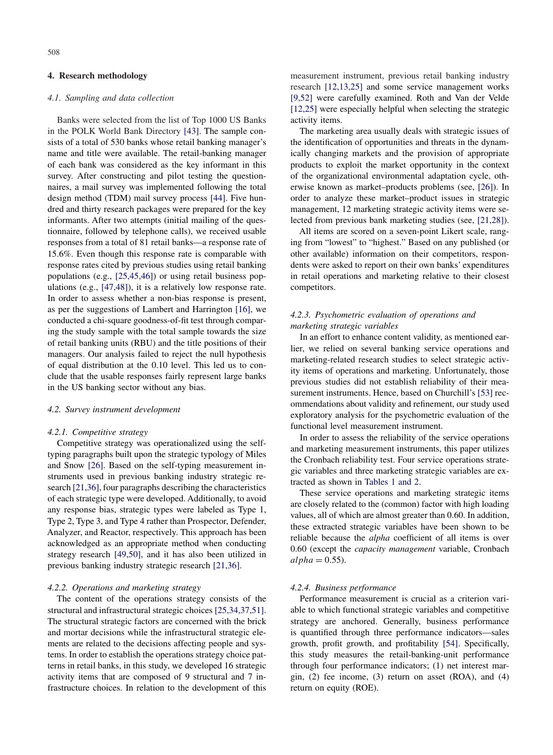## 4. Research methodology

### 4.1. Sampling and data collection

Banks were selected from the list of Top 1000 US Banks in the POLK World Bank Directory [43]. The sample consists of a total of 530 banks whose retail banking manager's name and title were available. The retail-banking manager of each bank was considered as the key informant in this survey. After constructing and pilot testing the questionnaires, a mail survey was implemented following the total design method (TDM) mail survey process [44]. Five hundred and thirty research packages were prepared for the key informants. After two attempts (initial mailing of the questionnaire, followed by telephone calls), we received usable responses from a total of 81 retail banks—a response rate of 15.6%. Even though this response rate is comparable with response rates cited by previous studies using retail banking populations (e.g., [25,45,46]) or using retail business populations (e.g., [47,48]), it is a relatively low response rate. In order to assess whether a non-bias response is present, as per the suggestions of Lambert and Harrington [16], we conducted a chi-square goodness-of-fit test through comparing the study sample with the total sample towards the size of retail banking units (RBU) and the title positions of their managers. Our analysis failed to reject the null hypothesis of equal distribution at the 0.10 level. This led us to conclude that the usable responses fairly represent large banks in the US banking sector without any bias.

### 4.2. Survey instrument development

#### 4.2.1. Competitive strategy

Competitive strategy was operationalized using the self-typing paragraphs built upon the strategic typology of Miles and Snow [26]. Based on the self-typing measurement instruments used in previous banking industry strategic research [21,36], four paragraphs describing the characteristics of each strategic type were developed. Additionally, to avoid any response bias, strategic types were labeled as Type 1, Type 2, Type 3, and Type 4 rather than Prospector, Defender, Analyzer, and Reactor, respectively. This approach has been acknowledged as an appropriate method when conducting strategy research [49,50], and it has also been utilized in previous banking industry strategic research [21,36].

#### 4.2.2. Operations and marketing strategy

The content of the operations strategy consists of the structural and infrastructural strategic choices [25,34,37,51]. The structural strategic factors are concerned with the brick and mortar decisions while the infrastructural strategic elements are related to the decisions affecting people and systems. In order to establish the operations strategy choice patterns in retail banks, in this study, we developed 16 strategic activity items that are composed of 9 structural and 7 infrastructure choices. In relation to the development of this measurement instrument, previous retail banking industry research [12,13,25] and some service management works [9,52] were carefully examined. Roth and Van der Velde [12,25] were especially helpful when selecting the strategic activity items.

The marketing area usually deals with strategic issues of the identification of opportunities and threats in the dynamically changing markets and the provision of appropriate products to exploit the market opportunity in the context of the organizational environmental adaptation cycle, otherwise known as market–products problems (see, [26]). In order to analyze these market–product issues in strategic management, 12 marketing strategic activity items were selected from previous bank marketing studies (see, [21,28]).

All items are scored on a seven-point Likert scale, ranging from "lowest" to "highest." Based on any published (or other available) information on their competitors, respondents were asked to report on their own banks' expenditures in retail operations and marketing relative to their closest competitors.

#### 4.2.3. Psychometric evaluation of operations and marketing strategic variables

In an effort to enhance content validity, as mentioned earlier, we relied on several banking service operations and marketing-related research studies to select strategic activity items of operations and marketing. Unfortunately, those previous studies did not establish reliability of their measurement instruments. Hence, based on Churchill's [53] recommendations about validity and refinement, our study used exploratory analysis for the psychometric evaluation of the functional level measurement instrument.

In order to assess the reliability of the service operations and marketing measurement instruments, this paper utilizes the Cronbach reliability test. Four service operations strategic variables and three marketing strategic variables are extracted as shown in Tables 1 and 2.

These service operations and marketing strategic items are closely related to the (common) factor with high loading values, all of which are almost greater than 0.60. In addition, these extracted strategic variables have been shown to be reliable because the *alpha* coefficient of all items is over 0.60 (except the *capacity management* variable, Cronbach $alpha = 0.55$).

#### 4.2.4. Business performance

Performance measurement is crucial as a criterion variable to which functional strategic variables and competitive strategy are anchored. Generally, business performance is quantified through three performance indicators—sales growth, profit growth, and profitability [54]. Specifically, this study measures the retail-banking-unit performance through four performance indicators; (1) net interest margin, (2) fee income, (3) return on asset (ROA), and (4) return on equity (ROE).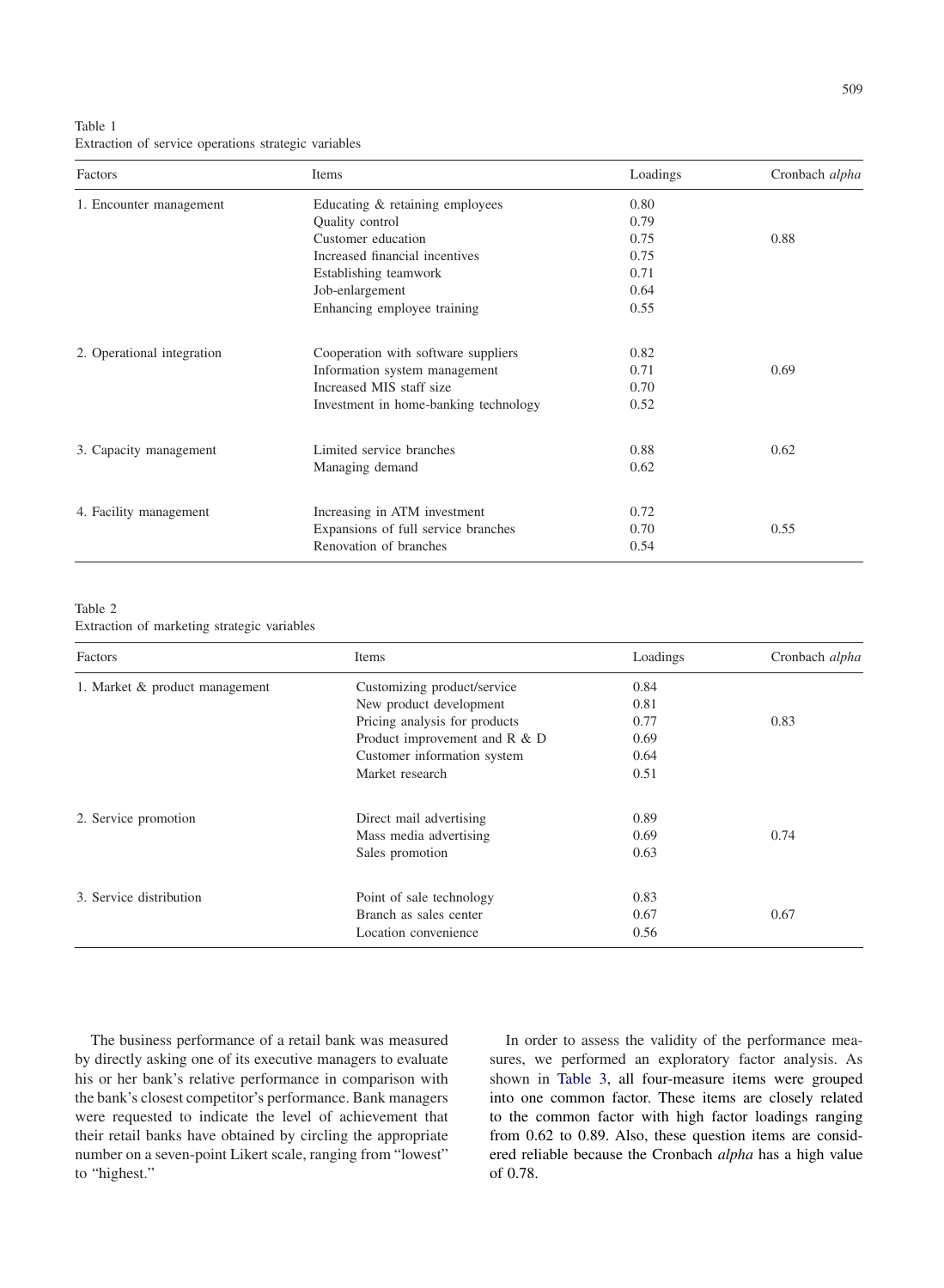Table 1
Extraction of service operations strategic variables

| Factors | Items | Loadings | Cronbach *alpha* |
|---|---|---|---|
| 1. Encounter management | Educating & retaining employees | 0.80 | |
| | Quality control | 0.79 | |
| | Customer education | 0.75 | 0.88 |
| | Increased financial incentives | 0.75 | |
| | Establishing teamwork | 0.71 | |
| | Job-enlargement | 0.64 | |
| | Enhancing employee training | 0.55 | |
| 2. Operational integration | Cooperation with software suppliers | 0.82 | |
| | Information system management | 0.71 | 0.69 |
| | Increased MIS staff size | 0.70 | |
| | Investment in home-banking technology | 0.52 | |
| 3. Capacity management | Limited service branches | 0.88 | 0.62 |
| | Managing demand | 0.62 | |
| 4. Facility management | Increasing in ATM investment | 0.72 | |
| | Expansions of full service branches | 0.70 | 0.55 |
| | Renovation of branches | 0.54 | |

Table 2
Extraction of marketing strategic variables

| Factors | Items | Loadings | Cronbach *alpha* |
|---|---|---|---|
| 1. Market & product management | Customizing product/service | 0.84 | |
| | New product development | 0.81 | |
| | Pricing analysis for products | 0.77 | 0.83 |
| | Product improvement and R & D | 0.69 | |
| | Customer information system | 0.64 | |
| | Market research | 0.51 | |
| 2. Service promotion | Direct mail advertising | 0.89 | |
| | Mass media advertising | 0.69 | 0.74 |
| | Sales promotion | 0.63 | |
| 3. Service distribution | Point of sale technology | 0.83 | |
| | Branch as sales center | 0.67 | 0.67 |
| | Location convenience | 0.56 | |

The business performance of a retail bank was measured by directly asking one of its executive managers to evaluate his or her bank's relative performance in comparison with the bank's closest competitor's performance. Bank managers were requested to indicate the level of achievement that their retail banks have obtained by circling the appropriate number on a seven-point Likert scale, ranging from "lowest" to "highest."

In order to assess the validity of the performance measures, we performed an exploratory factor analysis. As shown in Table 3, all four-measure items were grouped into one common factor. These items are closely related to the common factor with high factor loadings ranging from 0.62 to 0.89. Also, these question items are considered reliable because the Cronbach *alpha* has a high value of 0.78.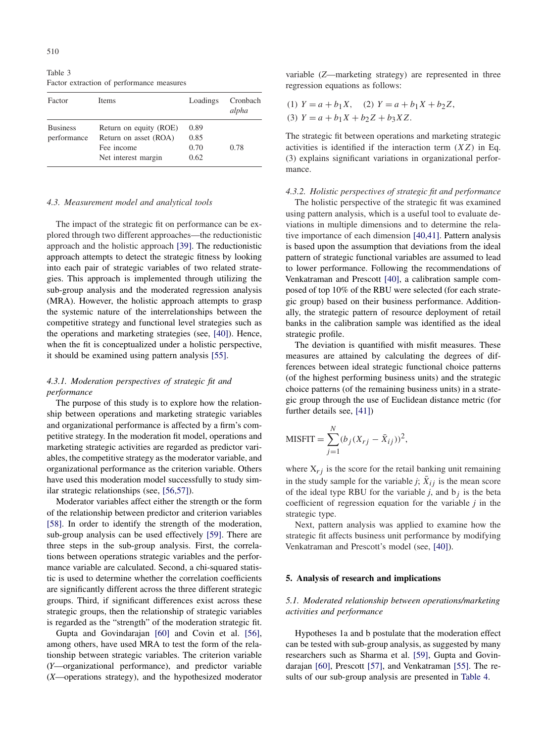Table 3
Factor extraction of performance measures

| Factor | Items | Loadings | Cronbach *alpha* |
|---|---|---|---|
| Business performance | Return on equity (ROE) | 0.89 | |
| | Return on asset (ROA) | 0.85 | |
| | Fee income | 0.70 | 0.78 |
| | Net interest margin | 0.62 | |

### 4.3. Measurement model and analytical tools

The impact of the strategic fit on performance can be explored through two different approaches—the reductionistic approach and the holistic approach [39]. The reductionistic approach attempts to detect the strategic fitness by looking into each pair of strategic variables of two related strategies. This approach is implemented through utilizing the sub-group analysis and the moderated regression analysis (MRA). However, the holistic approach attempts to grasp the systemic nature of the interrelationships between the competitive strategy and functional level strategies such as the operations and marketing strategies (see, [40]). Hence, when the fit is conceptualized under a holistic perspective, it should be examined using pattern analysis [55].

#### 4.3.1. Moderation perspectives of strategic fit and performance

The purpose of this study is to explore how the relationship between operations and marketing strategic variables and organizational performance is affected by a firm's competitive strategy. In the moderation fit model, operations and marketing strategic activities are regarded as predictor variables, the competitive strategy as the moderator variable, and organizational performance as the criterion variable. Others have used this moderation model successfully to study similar strategic relationships (see, [56,57]).

Moderator variables affect either the strength or the form of the relationship between predictor and criterion variables [58]. In order to identify the strength of the moderation, sub-group analysis can be used effectively [59]. There are three steps in the sub-group analysis. First, the correlations between operations strategic variables and the performance variable are calculated. Second, a chi-squared statistic is used to determine whether the correlation coefficients are significantly different across the three different strategic groups. Third, if significant differences exist across these strategic groups, then the relationship of strategic variables is regarded as the "strength" of the moderation strategic fit.

Gupta and Govindarajan [60] and Covin et al. [56], among others, have used MRA to test the form of the relationship between strategic variables. The criterion variable ($Y$—organizational performance), and predictor variable ($X$—operations strategy), and the hypothesized moderator variable ($Z$—marketing strategy) are represented in three regression equations as follows:

(1) $Y = a + b_1X$, (2) $Y = a + b_1X + b_2Z$,
(3) $Y = a + b_1X + b_2Z + b_3XZ$.

The strategic fit between operations and marketing strategic activities is identified if the interaction term ($XZ$) in Eq. (3) explains significant variations in organizational performance.

#### 4.3.2. Holistic perspectives of strategic fit and performance

The holistic perspective of the strategic fit was examined using pattern analysis, which is a useful tool to evaluate deviations in multiple dimensions and to determine the relative importance of each dimension [40,41]. Pattern analysis is based upon the assumption that deviations from the ideal pattern of strategic functional variables are assumed to lead to lower performance. Following the recommendations of Venkatraman and Prescott [40], a calibration sample composed of top 10% of the RBU were selected (for each strategic group) based on their business performance. Additionally, the strategic pattern of resource deployment of retail banks in the calibration sample was identified as the ideal strategic profile.

The deviation is quantified with misfit measures. These measures are attained by calculating the degrees of differences between ideal strategic functional choice patterns (of the highest performing business units) and the strategic choice patterns (of the remaining business units) in a strategic group through the use of Euclidean distance metric (for further details see, [41])

$$\text{MISFIT} = \sum_{j=1}^{N} (b_j(X_{rj} - \bar{X}_{ij}))^2,$$

where $X_{rj}$ is the score for the retail banking unit remaining in the study sample for the variable $j$; $\bar{X}_{ij}$ is the mean score of the ideal type RBU for the variable $j$, and $b_j$ is the beta coefficient of regression equation for the variable $j$ in the strategic type.

Next, pattern analysis was applied to examine how the strategic fit affects business unit performance by modifying Venkatraman and Prescott's model (see, [40]).

## 5. Analysis of research and implications

### 5.1. Moderated relationship between operations/marketing activities and performance

Hypotheses 1a and b postulate that the moderation effect can be tested with sub-group analysis, as suggested by many researchers such as Sharma et al. [59], Gupta and Govindarajan [60], Prescott [57], and Venkatraman [55]. The results of our sub-group analysis are presented in Table 4.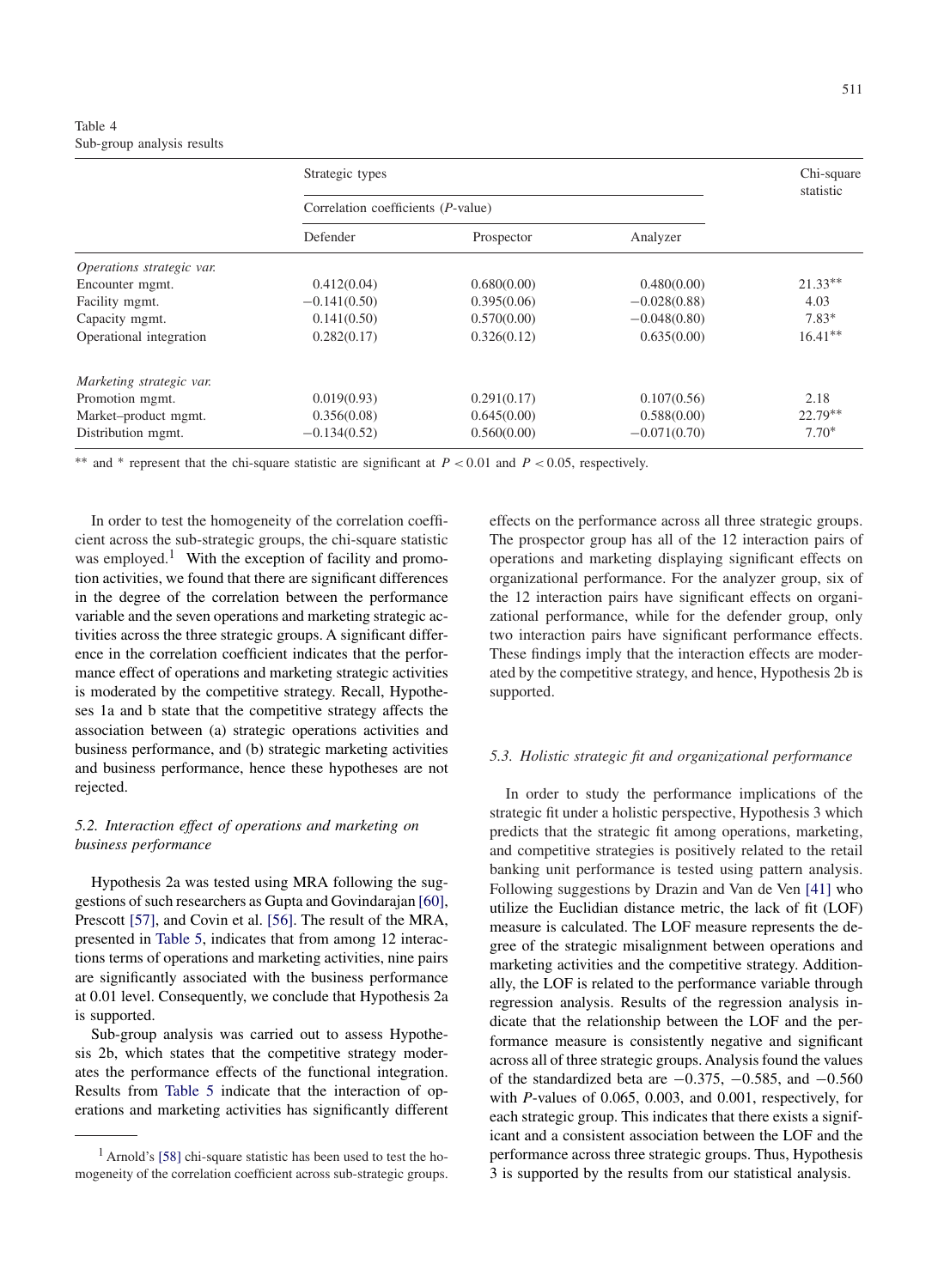Table 4
Sub-group analysis results

| | Strategic types | | | Chi-square statistic |
|---|---|---|---|---|
| | Correlation coefficients (*P*-value) | | | |
| | Defender | Prospector | Analyzer | |
| *Operations strategic var.* | | | | |
| Encounter mgmt. | 0.412(0.04) | 0.680(0.00) | 0.480(0.00) | 21.33** |
| Facility mgmt. | −0.141(0.50) | 0.395(0.06) | −0.028(0.88) | 4.03 |
| Capacity mgmt. | 0.141(0.50) | 0.570(0.00) | −0.048(0.80) | 7.83* |
| Operational integration | 0.282(0.17) | 0.326(0.12) | 0.635(0.00) | 16.41** |
| *Marketing strategic var.* | | | | |
| Promotion mgmt. | 0.019(0.93) | 0.291(0.17) | 0.107(0.56) | 2.18 |
| Market–product mgmt. | 0.356(0.08) | 0.645(0.00) | 0.588(0.00) | 22.79** |
| Distribution mgmt. | −0.134(0.52) | 0.560(0.00) | −0.071(0.70) | 7.70* |

** and * represent that the chi-square statistic are significant at $P < 0.01$ and $P < 0.05$, respectively.

In order to test the homogeneity of the correlation coefficient across the sub-strategic groups, the chi-square statistic was employed.[1] With the exception of facility and promotion activities, we found that there are significant differences in the degree of the correlation between the performance variable and the seven operations and marketing strategic activities across the three strategic groups. A significant difference in the correlation coefficient indicates that the performance effect of operations and marketing strategic activities is moderated by the competitive strategy. Recall, Hypotheses 1a and b state that the competitive strategy affects the association between (a) strategic operations activities and business performance, and (b) strategic marketing activities and business performance, hence these hypotheses are not rejected.

## 5.2. Interaction effect of operations and marketing on business performance

Hypothesis 2a was tested using MRA following the suggestions of such researchers as Gupta and Govindarajan [60], Prescott [57], and Covin et al. [56]. The result of the MRA, presented in Table 5, indicates that from among 12 interactions terms of operations and marketing activities, nine pairs are significantly associated with the business performance at 0.01 level. Consequently, we conclude that Hypothesis 2a is supported.

Sub-group analysis was carried out to assess Hypothesis 2b, which states that the competitive strategy moderates the performance effects of the functional integration. Results from Table 5 indicate that the interaction of operations and marketing activities has significantly different effects on the performance across all three strategic groups. The prospector group has all of the 12 interaction pairs of operations and marketing displaying significant effects on organizational performance. For the analyzer group, six of the 12 interaction pairs have significant effects on organizational performance, while for the defender group, only two interaction pairs have significant performance effects. These findings imply that the interaction effects are moderated by the competitive strategy, and hence, Hypothesis 2b is supported.

## 5.3. Holistic strategic fit and organizational performance

In order to study the performance implications of the strategic fit under a holistic perspective, Hypothesis 3 which predicts that the strategic fit among operations, marketing, and competitive strategies is positively related to the retail banking unit performance is tested using pattern analysis. Following suggestions by Drazin and Van de Ven [41] who utilize the Euclidian distance metric, the lack of fit (LOF) measure is calculated. The LOF measure represents the degree of the strategic misalignment between operations and marketing activities and the competitive strategy. Additionally, the LOF is related to the performance variable through regression analysis. Results of the regression analysis indicate that the relationship between the LOF and the performance measure is consistently negative and significant across all of three strategic groups. Analysis found the values of the standardized beta are −0.375, −0.585, and −0.560 with *P*-values of 0.065, 0.003, and 0.001, respectively, for each strategic group. This indicates that there exists a significant and a consistent association between the LOF and the performance across three strategic groups. Thus, Hypothesis 3 is supported by the results from our statistical analysis.

[1] Arnold's [58] chi-square statistic has been used to test the homogeneity of the correlation coefficient across sub-strategic groups.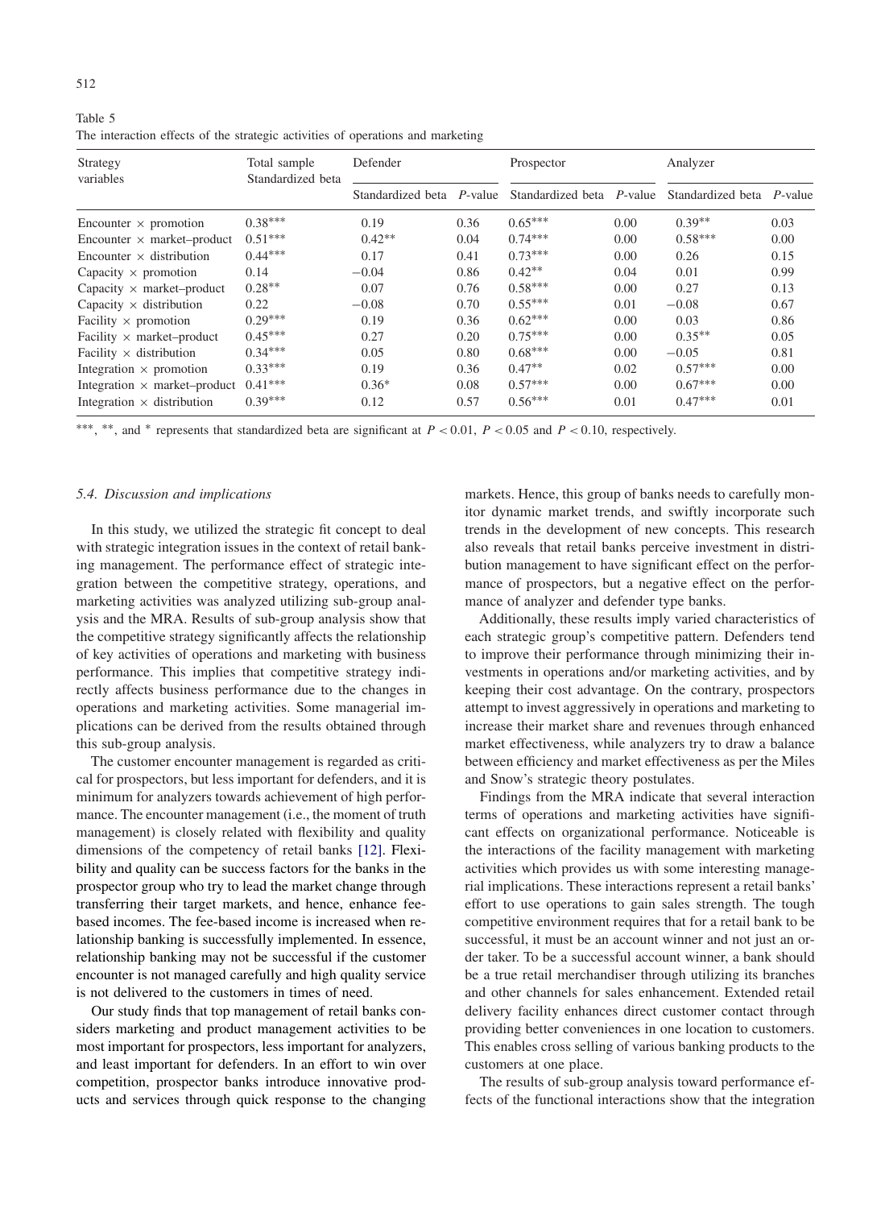Table 5
The interaction effects of the strategic activities of operations and marketing

| Strategy variables | Total sample Standardized beta | Defender | | Prospector | | Analyzer | |
|---|---|---|---|---|---|---|---|
| | | Standardized beta | $P$-value | Standardized beta | $P$-value | Standardized beta | $P$-value |
| Encounter × promotion | 0.38*** | 0.19 | 0.36 | 0.65*** | 0.00 | 0.39** | 0.03 |
| Encounter × market–product | 0.51*** | 0.42** | 0.04 | 0.74*** | 0.00 | 0.58*** | 0.00 |
| Encounter × distribution | 0.44*** | 0.17 | 0.41 | 0.73*** | 0.00 | 0.26 | 0.15 |
| Capacity × promotion | 0.14 | −0.04 | 0.86 | 0.42** | 0.04 | 0.01 | 0.99 |
| Capacity × market–product | 0.28** | 0.07 | 0.76 | 0.58*** | 0.00 | 0.27 | 0.13 |
| Capacity × distribution | 0.22 | −0.08 | 0.70 | 0.55*** | 0.01 | −0.08 | 0.67 |
| Facility × promotion | 0.29*** | 0.19 | 0.36 | 0.62*** | 0.00 | 0.03 | 0.86 |
| Facility × market–product | 0.45*** | 0.27 | 0.20 | 0.75*** | 0.00 | 0.35** | 0.05 |
| Facility × distribution | 0.34*** | 0.05 | 0.80 | 0.68*** | 0.00 | −0.05 | 0.81 |
| Integration × promotion | 0.33*** | 0.19 | 0.36 | 0.47** | 0.02 | 0.57*** | 0.00 |
| Integration × market–product | 0.41*** | 0.36* | 0.08 | 0.57*** | 0.00 | 0.67*** | 0.00 |
| Integration × distribution | 0.39*** | 0.12 | 0.57 | 0.56*** | 0.01 | 0.47*** | 0.01 |

***, **, and * represents that standardized beta are significant at $P < 0.01$, $P < 0.05$ and $P < 0.10$, respectively.

### 5.4. Discussion and implications

In this study, we utilized the strategic fit concept to deal with strategic integration issues in the context of retail banking management. The performance effect of strategic integration between the competitive strategy, operations, and marketing activities was analyzed utilizing sub-group analysis and the MRA. Results of sub-group analysis show that the competitive strategy significantly affects the relationship of key activities of operations and marketing with business performance. This implies that competitive strategy indirectly affects business performance due to the changes in operations and marketing activities. Some managerial implications can be derived from the results obtained through this sub-group analysis.

The customer encounter management is regarded as critical for prospectors, but less important for defenders, and it is minimum for analyzers towards achievement of high performance. The encounter management (i.e., the moment of truth management) is closely related with flexibility and quality dimensions of the competency of retail banks [12]. Flexibility and quality can be success factors for the banks in the prospector group who try to lead the market change through transferring their target markets, and hence, enhance fee-based incomes. The fee-based income is increased when relationship banking is successfully implemented. In essence, relationship banking may not be successful if the customer encounter is not managed carefully and high quality service is not delivered to the customers in times of need.

Our study finds that top management of retail banks considers marketing and product management activities to be most important for prospectors, less important for analyzers, and least important for defenders. In an effort to win over competition, prospector banks introduce innovative products and services through quick response to the changing markets. Hence, this group of banks needs to carefully monitor dynamic market trends, and swiftly incorporate such trends in the development of new concepts. This research also reveals that retail banks perceive investment in distribution management to have significant effect on the performance of prospectors, but a negative effect on the performance of analyzer and defender type banks.

Additionally, these results imply varied characteristics of each strategic group's competitive pattern. Defenders tend to improve their performance through minimizing their investments in operations and/or marketing activities, and by keeping their cost advantage. On the contrary, prospectors attempt to invest aggressively in operations and marketing to increase their market share and revenues through enhanced market effectiveness, while analyzers try to draw a balance between efficiency and market effectiveness as per the Miles and Snow's strategic theory postulates.

Findings from the MRA indicate that several interaction terms of operations and marketing activities have significant effects on organizational performance. Noticeable is the interactions of the facility management with marketing activities which provides us with some interesting managerial implications. These interactions represent a retail banks' effort to use operations to gain sales strength. The tough competitive environment requires that for a retail bank to be successful, it must be an account winner and not just an order taker. To be a successful account winner, a bank should be a true retail merchandiser through utilizing its branches and other channels for sales enhancement. Extended retail delivery facility enhances direct customer contact through providing better conveniences in one location to customers. This enables cross selling of various banking products to the customers at one place.

The results of sub-group analysis toward performance effects of the functional interactions show that the integration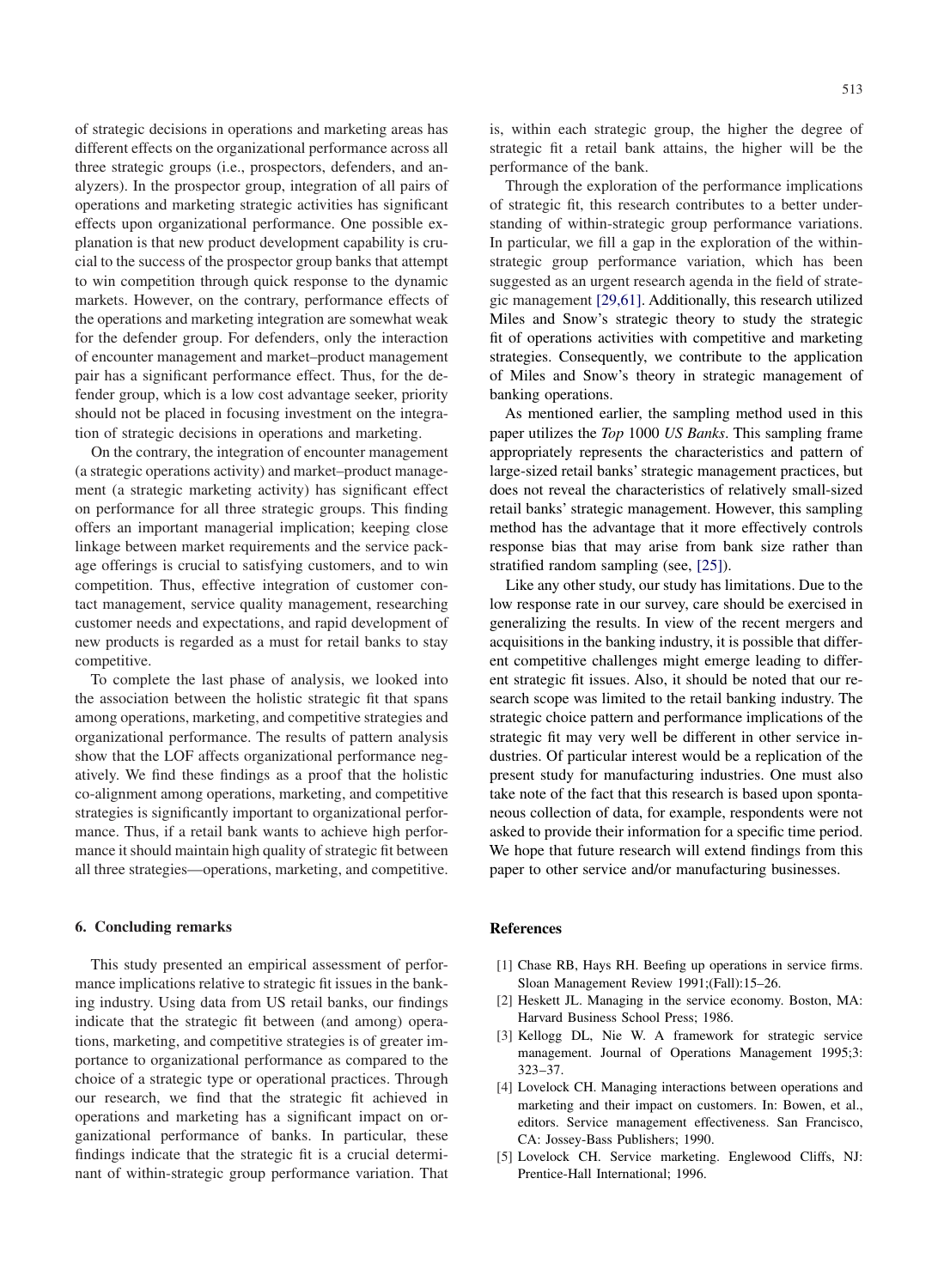of strategic decisions in operations and marketing areas has different effects on the organizational performance across all three strategic groups (i.e., prospectors, defenders, and analyzers). In the prospector group, integration of all pairs of operations and marketing strategic activities has significant effects upon organizational performance. One possible explanation is that new product development capability is crucial to the success of the prospector group banks that attempt to win competition through quick response to the dynamic markets. However, on the contrary, performance effects of the operations and marketing integration are somewhat weak for the defender group. For defenders, only the interaction of encounter management and market–product management pair has a significant performance effect. Thus, for the defender group, which is a low cost advantage seeker, priority should not be placed in focusing investment on the integration of strategic decisions in operations and marketing.

On the contrary, the integration of encounter management (a strategic operations activity) and market–product management (a strategic marketing activity) has significant effect on performance for all three strategic groups. This finding offers an important managerial implication; keeping close linkage between market requirements and the service package offerings is crucial to satisfying customers, and to win competition. Thus, effective integration of customer contact management, service quality management, researching customer needs and expectations, and rapid development of new products is regarded as a must for retail banks to stay competitive.

To complete the last phase of analysis, we looked into the association between the holistic strategic fit that spans among operations, marketing, and competitive strategies and organizational performance. The results of pattern analysis show that the LOF affects organizational performance negatively. We find these findings as a proof that the holistic co-alignment among operations, marketing, and competitive strategies is significantly important to organizational performance. Thus, if a retail bank wants to achieve high performance it should maintain high quality of strategic fit between all three strategies—operations, marketing, and competitive.

## 6. Concluding remarks

This study presented an empirical assessment of performance implications relative to strategic fit issues in the banking industry. Using data from US retail banks, our findings indicate that the strategic fit between (and among) operations, marketing, and competitive strategies is of greater importance to organizational performance as compared to the choice of a strategic type or operational practices. Through our research, we find that the strategic fit achieved in operations and marketing has a significant impact on organizational performance of banks. In particular, these findings indicate that the strategic fit is a crucial determinant of within-strategic group performance variation. That is, within each strategic group, the higher the degree of strategic fit a retail bank attains, the higher will be the performance of the bank.

Through the exploration of the performance implications of strategic fit, this research contributes to a better understanding of within-strategic group performance variations. In particular, we fill a gap in the exploration of the within-strategic group performance variation, which has been suggested as an urgent research agenda in the field of strategic management [29,61]. Additionally, this research utilized Miles and Snow's strategic theory to study the strategic fit of operations activities with competitive and marketing strategies. Consequently, we contribute to the application of Miles and Snow's theory in strategic management of banking operations.

As mentioned earlier, the sampling method used in this paper utilizes the *Top* 1000 *US Banks*. This sampling frame appropriately represents the characteristics and pattern of large-sized retail banks' strategic management practices, but does not reveal the characteristics of relatively small-sized retail banks' strategic management. However, this sampling method has the advantage that it more effectively controls response bias that may arise from bank size rather than stratified random sampling (see, [25]).

Like any other study, our study has limitations. Due to the low response rate in our survey, care should be exercised in generalizing the results. In view of the recent mergers and acquisitions in the banking industry, it is possible that different competitive challenges might emerge leading to different strategic fit issues. Also, it should be noted that our research scope was limited to the retail banking industry. The strategic choice pattern and performance implications of the strategic fit may very well be different in other service industries. Of particular interest would be a replication of the present study for manufacturing industries. One must also take note of the fact that this research is based upon spontaneous collection of data, for example, respondents were not asked to provide their information for a specific time period. We hope that future research will extend findings from this paper to other service and/or manufacturing businesses.

## References

[1] Chase RB, Hays RH. Beefing up operations in service firms. Sloan Management Review 1991;(Fall):15–26.

[2] Heskett JL. Managing in the service economy. Boston, MA: Harvard Business School Press; 1986.

[3] Kellogg DL, Nie W. A framework for strategic service management. Journal of Operations Management 1995;3: 323–37.

[4] Lovelock CH. Managing interactions between operations and marketing and their impact on customers. In: Bowen, et al., editors. Service management effectiveness. San Francisco, CA: Jossey-Bass Publishers; 1990.

[5] Lovelock CH. Service marketing. Englewood Cliffs, NJ: Prentice-Hall International; 1996.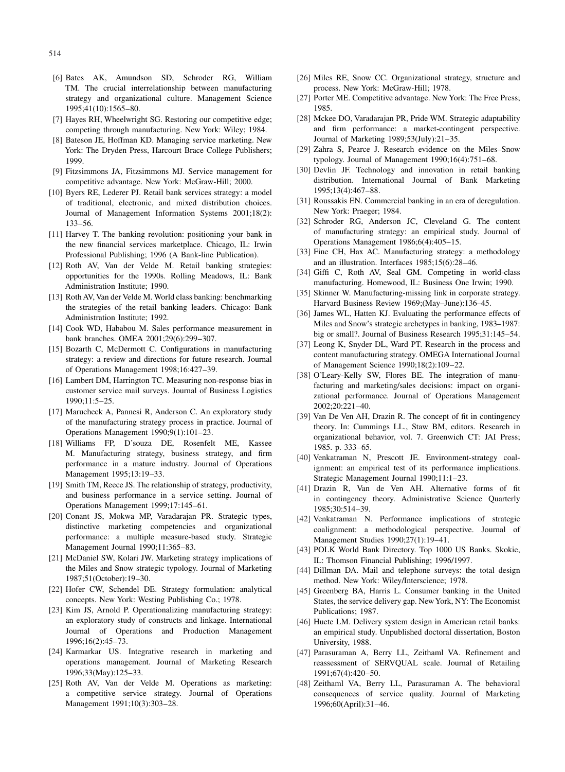[6] Bates AK, Amundson SD, Schroder RG, William TM. The crucial interrelationship between manufacturing strategy and organizational culture. Management Science 1995;41(10):1565–80.

[7] Hayes RH, Wheelwright SG. Restoring our competitive edge; competing through manufacturing. New York: Wiley; 1984.

[8] Bateson JE, Hoffman KD. Managing service marketing. New York: The Dryden Press, Harcourt Brace College Publishers; 1999.

[9] Fitzsimmons JA, Fitzsimmons MJ. Service management for competitive advantage. New York: McGraw-Hill; 2000.

[10] Byers RE, Lederer PJ. Retail bank services strategy: a model of traditional, electronic, and mixed distribution choices. Journal of Management Information Systems 2001;18(2): 133–56.

[11] Harvey T. The banking revolution: positioning your bank in the new financial services marketplace. Chicago, IL: Irwin Professional Publishing; 1996 (A Bank-line Publication).

[12] Roth AV, Van der Velde M. Retail banking strategies: opportunities for the 1990s. Rolling Meadows, IL: Bank Administration Institute; 1990.

[13] Roth AV, Van der Velde M. World class banking: benchmarking the strategies of the retail banking leaders. Chicago: Bank Administration Institute; 1992.

[14] Cook WD, Hababou M. Sales performance measurement in bank branches. OMEA 2001;29(6):299–307.

[15] Bozarth C, McDermott C. Configurations in manufacturing strategy: a review and directions for future research. Journal of Operations Management 1998;16:427–39.

[16] Lambert DM, Harrington TC. Measuring non-response bias in customer service mail surveys. Journal of Business Logistics 1990;11:5–25.

[17] Marucheck A, Pannesi R, Anderson C. An exploratory study of the manufacturing strategy process in practice. Journal of Operations Management 1990;9(1):101–23.

[18] Williams FP, D'souza DE, Rosenfelt ME, Kassee M. Manufacturing strategy, business strategy, and firm performance in a mature industry. Journal of Operations Management 1995;13:19–33.

[19] Smith TM, Reece JS. The relationship of strategy, productivity, and business performance in a service setting. Journal of Operations Management 1999;17:145–61.

[20] Conant JS, Mokwa MP, Varadarajan PR. Strategic types, distinctive marketing competencies and organizational performance: a multiple measure-based study. Strategic Management Journal 1990;11:365–83.

[21] McDaniel SW, Kolari JW. Marketing strategy implications of the Miles and Snow strategic typology. Journal of Marketing 1987;51(October):19–30.

[22] Hofer CW, Schendel DE. Strategy formulation: analytical concepts. New York: Westing Publishing Co.; 1978.

[23] Kim JS, Arnold P. Operationalizing manufacturing strategy: an exploratory study of constructs and linkage. International Journal of Operations and Production Management 1996;16(2):45–73.

[24] Karmarkar US. Integrative research in marketing and operations management. Journal of Marketing Research 1996;33(May):125–33.

[25] Roth AV, Van der Velde M. Operations as marketing: a competitive service strategy. Journal of Operations Management 1991;10(3):303–28.

[26] Miles RE, Snow CC. Organizational strategy, structure and process. New York: McGraw-Hill; 1978.

[27] Porter ME. Competitive advantage. New York: The Free Press; 1985.

[28] Mckee DO, Varadarajan PR, Pride WM. Strategic adaptability and firm performance: a market-contingent perspective. Journal of Marketing 1989;53(July):21–35.

[29] Zahra S, Pearce J. Research evidence on the Miles–Snow typology. Journal of Management 1990;16(4):751–68.

[30] Devlin JF. Technology and innovation in retail banking distribution. International Journal of Bank Marketing 1995;13(4):467–88.

[31] Roussakis EN. Commercial banking in an era of deregulation. New York: Praeger; 1984.

[32] Schroder RG, Anderson JC, Cleveland G. The content of manufacturing strategy: an empirical study. Journal of Operations Management 1986;6(4):405–15.

[33] Fine CH, Hax AC. Manufacturing strategy: a methodology and an illustration. Interfaces 1985;15(6):28–46.

[34] Giffi C, Roth AV, Seal GM. Competing in world-class manufacturing. Homewood, IL: Business One Irwin; 1990.

[35] Skinner W. Manufacturing-missing link in corporate strategy. Harvard Business Review 1969;(May–June):136–45.

[36] James WL, Hatten KJ. Evaluating the performance effects of Miles and Snow's strategic archetypes in banking, 1983–1987: big or small?. Journal of Business Research 1995;31:145–54.

[37] Leong K, Snyder DL, Ward PT. Research in the process and content manufacturing strategy. OMEGA International Journal of Management Science 1990;18(2):109–22.

[38] O'Leary-Kelly SW, Flores BE. The integration of manufacturing and marketing/sales decisions: impact on organizational performance. Journal of Operations Management 2002;20:221–40.

[39] Van De Ven AH, Drazin R. The concept of fit in contingency theory. In: Cummings LL., Staw BM, editors. Research in organizational behavior, vol. 7. Greenwich CT: JAI Press; 1985. p. 333–65.

[40] Venkatraman N, Prescott JE. Environment-strategy coalignment: an empirical test of its performance implications. Strategic Management Journal 1990;11:1–23.

[41] Drazin R, Van de Ven AH. Alternative forms of fit in contingency theory. Administrative Science Quarterly 1985;30:514–39.

[42] Venkatraman N. Performance implications of strategic coalignment: a methodological perspective. Journal of Management Studies 1990;27(1):19–41.

[43] POLK World Bank Directory. Top 1000 US Banks. Skokie, IL: Thomson Financial Publishing; 1996/1997.

[44] Dillman DA. Mail and telephone surveys: the total design method. New York: Wiley/Interscience; 1978.

[45] Greenberg BA, Harris L. Consumer banking in the United States, the service delivery gap. New York, NY: The Economist Publications; 1987.

[46] Huete LM. Delivery system design in American retail banks: an empirical study. Unpublished doctoral dissertation, Boston University, 1988.

[47] Parasuraman A, Berry LL, Zeithaml VA. Refinement and reassessment of SERVQUAL scale. Journal of Retailing 1991;67(4):420–50.

[48] Zeithaml VA, Berry LL, Parasuraman A. The behavioral consequences of service quality. Journal of Marketing 1996;60(April):31–46.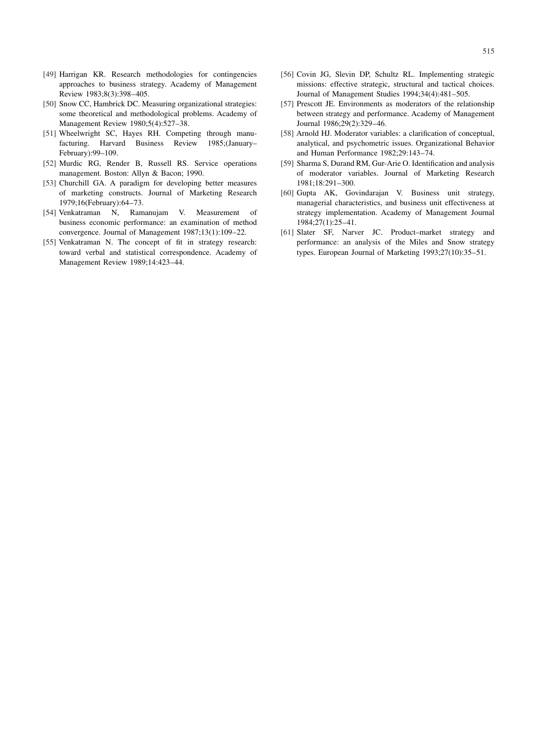[49] Harrigan KR. Research methodologies for contingencies approaches to business strategy. Academy of Management Review 1983;8(3):398–405.

[50] Snow CC, Hambrick DC. Measuring organizational strategies: some theoretical and methodological problems. Academy of Management Review 1980;5(4):527–38.

[51] Wheelwright SC, Hayes RH. Competing through manufacturing. Harvard Business Review 1985;(January–February):99–109.

[52] Murdic RG, Render B, Russell RS. Service operations management. Boston: Allyn & Bacon; 1990.

[53] Churchill GA. A paradigm for developing better measures of marketing constructs. Journal of Marketing Research 1979;16(February):64–73.

[54] Venkatraman N, Ramanujam V. Measurement of business economic performance: an examination of method convergence. Journal of Management 1987;13(1):109–22.

[55] Venkatraman N. The concept of fit in strategy research: toward verbal and statistical correspondence. Academy of Management Review 1989;14:423–44.

[56] Covin JG, Slevin DP, Schultz RL. Implementing strategic missions: effective strategic, structural and tactical choices. Journal of Management Studies 1994;34(4):481–505.

[57] Prescott JE. Environments as moderators of the relationship between strategy and performance. Academy of Management Journal 1986;29(2):329–46.

[58] Arnold HJ. Moderator variables: a clarification of conceptual, analytical, and psychometric issues. Organizational Behavior and Human Performance 1982;29:143–74.

[59] Sharma S, Durand RM, Gur-Arie O. Identification and analysis of moderator variables. Journal of Marketing Research 1981;18:291–300.

[60] Gupta AK, Govindarajan V. Business unit strategy, managerial characteristics, and business unit effectiveness at strategy implementation. Academy of Management Journal 1984;27(1):25–41.

[61] Slater SF, Narver JC. Product–market strategy and performance: an analysis of the Miles and Snow strategy types. European Journal of Marketing 1993;27(10):35–51.